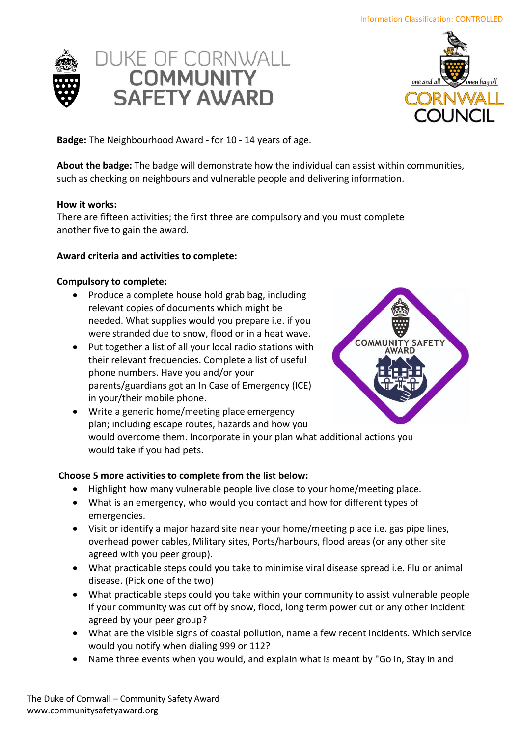Information Classification: CONTROLLED

# DUKE OF CORNWALL COMMUNITY SAFETY AWARD

**Badge:** The Neighbourhood Award - for 10 - 14 years of age.

**About the badge:** The badge will demonstrate how the individual can assist within communities, such as checking on neighbours and vulnerable people and delivering information.

**How it works:**
There are fifteen activities; the first three are compulsory and you must complete another five to gain the award.

**Award criteria and activities to complete:**

**Compulsory to complete:**

- Produce a complete house hold grab bag, including relevant copies of documents which might be needed. What supplies would you prepare i.e. if you were stranded due to snow, flood or in a heat wave.
- Put together a list of all your local radio stations with their relevant frequencies. Complete a list of useful phone numbers. Have you and/or your parents/guardians got an In Case of Emergency (ICE) in your/their mobile phone.
- Write a generic home/meeting place emergency plan; including escape routes, hazards and how you would overcome them. Incorporate in your plan what additional actions you would take if you had pets.

**Choose 5 more activities to complete from the list below:**

- Highlight how many vulnerable people live close to your home/meeting place.
- What is an emergency, who would you contact and how for different types of emergencies.
- Visit or identify a major hazard site near your home/meeting place i.e. gas pipe lines, overhead power cables, Military sites, Ports/harbours, flood areas (or any other site agreed with you peer group).
- What practicable steps could you take to minimise viral disease spread i.e. Flu or animal disease. (Pick one of the two)
- What practicable steps could you take within your community to assist vulnerable people if your community was cut off by snow, flood, long term power cut or any other incident agreed by your peer group?
- What are the visible signs of coastal pollution, name a few recent incidents. Which service would you notify when dialing 999 or 112?
- Name three events when you would, and explain what is meant by "Go in, Stay in and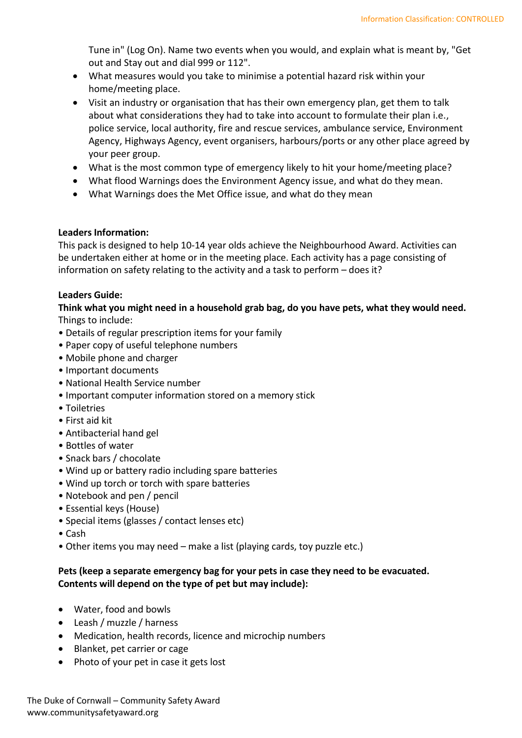Tune in" (Log On). Name two events when you would, and explain what is meant by, "Get out and Stay out and dial 999 or 112".

- What measures would you take to minimise a potential hazard risk within your home/meeting place.
- Visit an industry or organisation that has their own emergency plan, get them to talk about what considerations they had to take into account to formulate their plan i.e., police service, local authority, fire and rescue services, ambulance service, Environment Agency, Highways Agency, event organisers, harbours/ports or any other place agreed by your peer group.
- What is the most common type of emergency likely to hit your home/meeting place?
- What flood Warnings does the Environment Agency issue, and what do they mean.
- What Warnings does the Met Office issue, and what do they mean

**Leaders Information:**

This pack is designed to help 10-14 year olds achieve the Neighbourhood Award. Activities can be undertaken either at home or in the meeting place. Each activity has a page consisting of information on safety relating to the activity and a task to perform – does it?

**Leaders Guide:**

**Think what you might need in a household grab bag, do you have pets, what they would need.**

Things to include:

- Details of regular prescription items for your family
- Paper copy of useful telephone numbers
- Mobile phone and charger
- Important documents
- National Health Service number
- Important computer information stored on a memory stick
- Toiletries
- First aid kit
- Antibacterial hand gel
- Bottles of water
- Snack bars / chocolate
- Wind up or battery radio including spare batteries
- Wind up torch or torch with spare batteries
- Notebook and pen / pencil
- Essential keys (House)
- Special items (glasses / contact lenses etc)
- Cash
- Other items you may need – make a list (playing cards, toy puzzle etc.)

**Pets (keep a separate emergency bag for your pets in case they need to be evacuated. Contents will depend on the type of pet but may include):**

- Water, food and bowls
- Leash / muzzle / harness
- Medication, health records, licence and microchip numbers
- Blanket, pet carrier or cage
- Photo of your pet in case it gets lost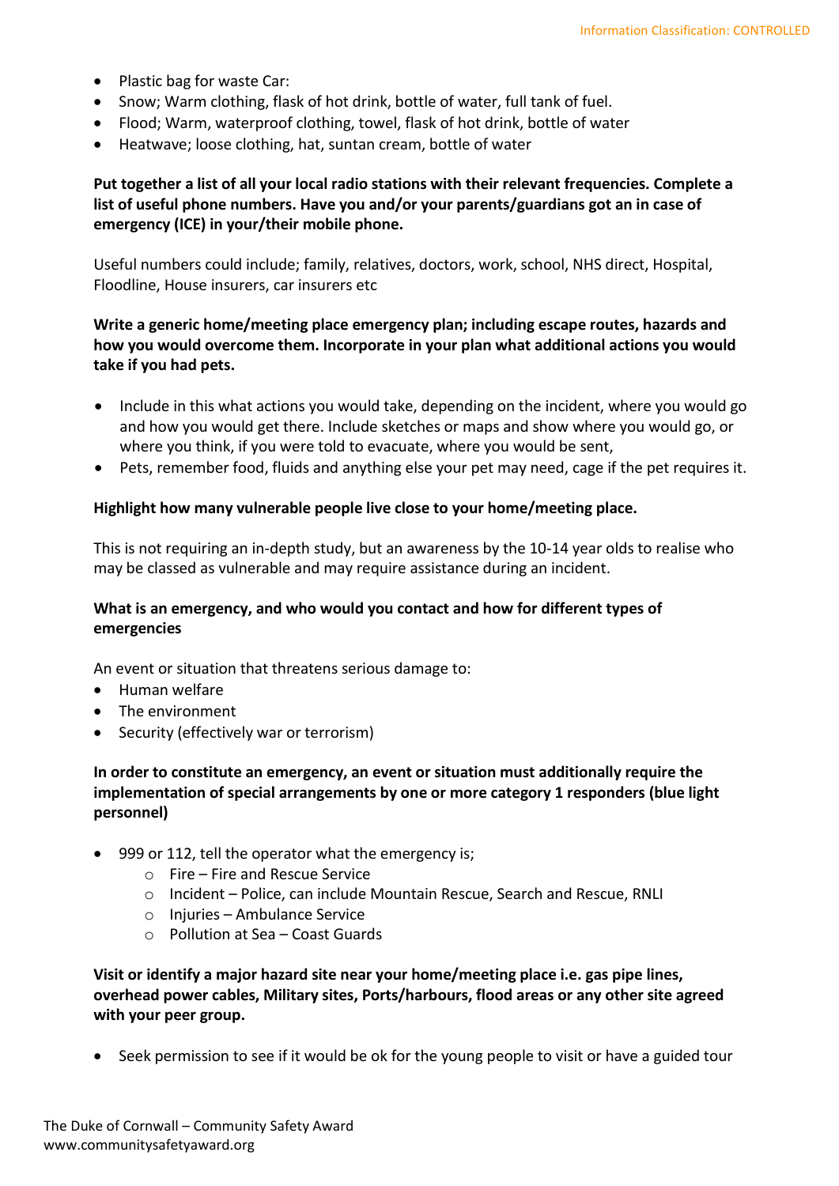- Plastic bag for waste Car:
- Snow; Warm clothing, flask of hot drink, bottle of water, full tank of fuel.
- Flood; Warm, waterproof clothing, towel, flask of hot drink, bottle of water
- Heatwave; loose clothing, hat, suntan cream, bottle of water

**Put together a list of all your local radio stations with their relevant frequencies. Complete a list of useful phone numbers. Have you and/or your parents/guardians got an in case of emergency (ICE) in your/their mobile phone.**

Useful numbers could include; family, relatives, doctors, work, school, NHS direct, Hospital, Floodline, House insurers, car insurers etc

**Write a generic home/meeting place emergency plan; including escape routes, hazards and how you would overcome them. Incorporate in your plan what additional actions you would take if you had pets.**

- Include in this what actions you would take, depending on the incident, where you would go and how you would get there. Include sketches or maps and show where you would go, or where you think, if you were told to evacuate, where you would be sent,
- Pets, remember food, fluids and anything else your pet may need, cage if the pet requires it.

**Highlight how many vulnerable people live close to your home/meeting place.**

This is not requiring an in-depth study, but an awareness by the 10-14 year olds to realise who may be classed as vulnerable and may require assistance during an incident.

**What is an emergency, and who would you contact and how for different types of emergencies**

An event or situation that threatens serious damage to:

- Human welfare
- The environment
- Security (effectively war or terrorism)

**In order to constitute an emergency, an event or situation must additionally require the implementation of special arrangements by one or more category 1 responders (blue light personnel)**

- 999 or 112, tell the operator what the emergency is;
  - Fire – Fire and Rescue Service
  - Incident – Police, can include Mountain Rescue, Search and Rescue, RNLI
  - Injuries – Ambulance Service
  - Pollution at Sea – Coast Guards

**Visit or identify a major hazard site near your home/meeting place i.e. gas pipe lines, overhead power cables, Military sites, Ports/harbours, flood areas or any other site agreed with your peer group.**

- Seek permission to see if it would be ok for the young people to visit or have a guided tour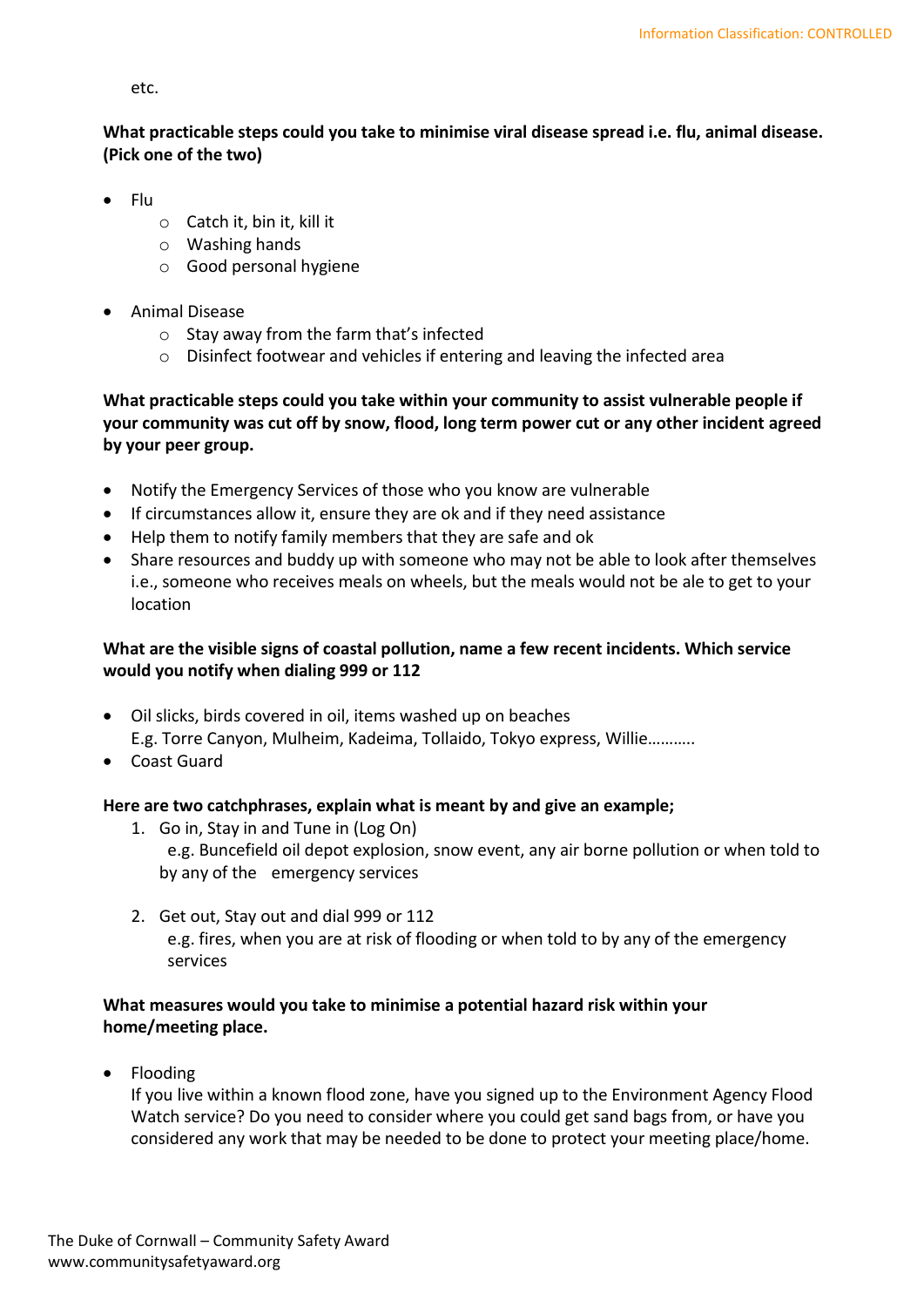etc.

**What practicable steps could you take to minimise viral disease spread i.e. flu, animal disease. (Pick one of the two)**

- Flu
  - Catch it, bin it, kill it
  - Washing hands
  - Good personal hygiene

- Animal Disease
  - Stay away from the farm that's infected
  - Disinfect footwear and vehicles if entering and leaving the infected area

**What practicable steps could you take within your community to assist vulnerable people if your community was cut off by snow, flood, long term power cut or any other incident agreed by your peer group.**

- Notify the Emergency Services of those who you know are vulnerable
- If circumstances allow it, ensure they are ok and if they need assistance
- Help them to notify family members that they are safe and ok
- Share resources and buddy up with someone who may not be able to look after themselves i.e., someone who receives meals on wheels, but the meals would not be ale to get to your location

**What are the visible signs of coastal pollution, name a few recent incidents. Which service would you notify when dialing 999 or 112**

- Oil slicks, birds covered in oil, items washed up on beaches
  E.g. Torre Canyon, Mulheim, Kadeima, Tollaido, Tokyo express, Willie……….
- Coast Guard

**Here are two catchphrases, explain what is meant by and give an example;**

1. Go in, Stay in and Tune in (Log On)
   e.g. Buncefield oil depot explosion, snow event, any air borne pollution or when told to by any of the emergency services

2. Get out, Stay out and dial 999 or 112
   e.g. fires, when you are at risk of flooding or when told to by any of the emergency services

**What measures would you take to minimise a potential hazard risk within your home/meeting place.**

- Flooding
  If you live within a known flood zone, have you signed up to the Environment Agency Flood Watch service? Do you need to consider where you could get sand bags from, or have you considered any work that may be needed to be done to protect your meeting place/home.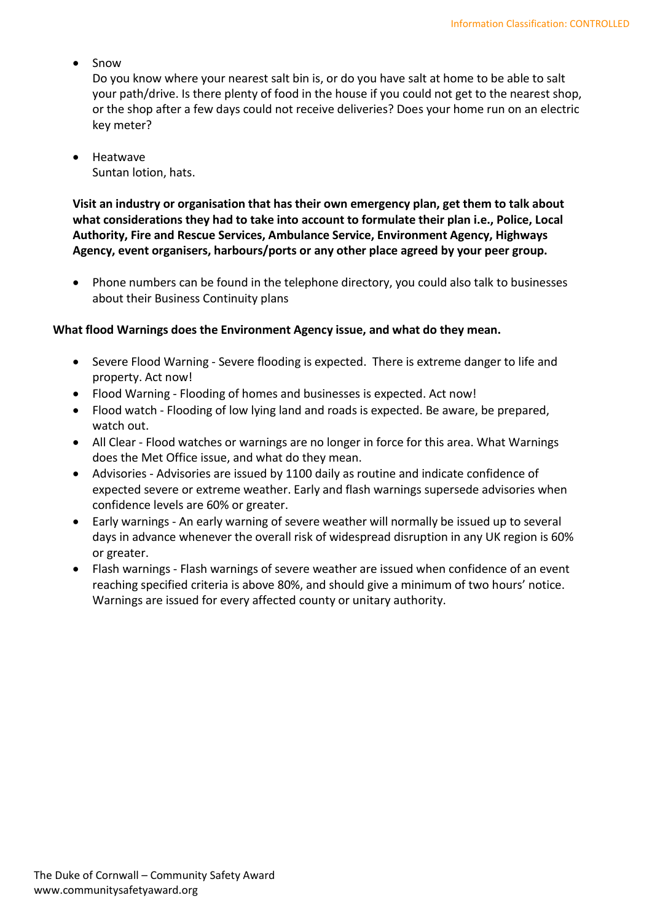- Snow

  Do you know where your nearest salt bin is, or do you have salt at home to be able to salt your path/drive. Is there plenty of food in the house if you could not get to the nearest shop, or the shop after a few days could not receive deliveries? Does your home run on an electric key meter?

- Heatwave

  Suntan lotion, hats.

**Visit an industry or organisation that has their own emergency plan, get them to talk about what considerations they had to take into account to formulate their plan i.e., Police, Local Authority, Fire and Rescue Services, Ambulance Service, Environment Agency, Highways Agency, event organisers, harbours/ports or any other place agreed by your peer group.**

- Phone numbers can be found in the telephone directory, you could also talk to businesses about their Business Continuity plans

**What flood Warnings does the Environment Agency issue, and what do they mean.**

- Severe Flood Warning - Severe flooding is expected. There is extreme danger to life and property. Act now!
- Flood Warning - Flooding of homes and businesses is expected. Act now!
- Flood watch - Flooding of low lying land and roads is expected. Be aware, be prepared, watch out.
- All Clear - Flood watches or warnings are no longer in force for this area. What Warnings does the Met Office issue, and what do they mean.
- Advisories - Advisories are issued by 1100 daily as routine and indicate confidence of expected severe or extreme weather. Early and flash warnings supersede advisories when confidence levels are 60% or greater.
- Early warnings - An early warning of severe weather will normally be issued up to several days in advance whenever the overall risk of widespread disruption in any UK region is 60% or greater.
- Flash warnings - Flash warnings of severe weather are issued when confidence of an event reaching specified criteria is above 80%, and should give a minimum of two hours' notice. Warnings are issued for every affected county or unitary authority.